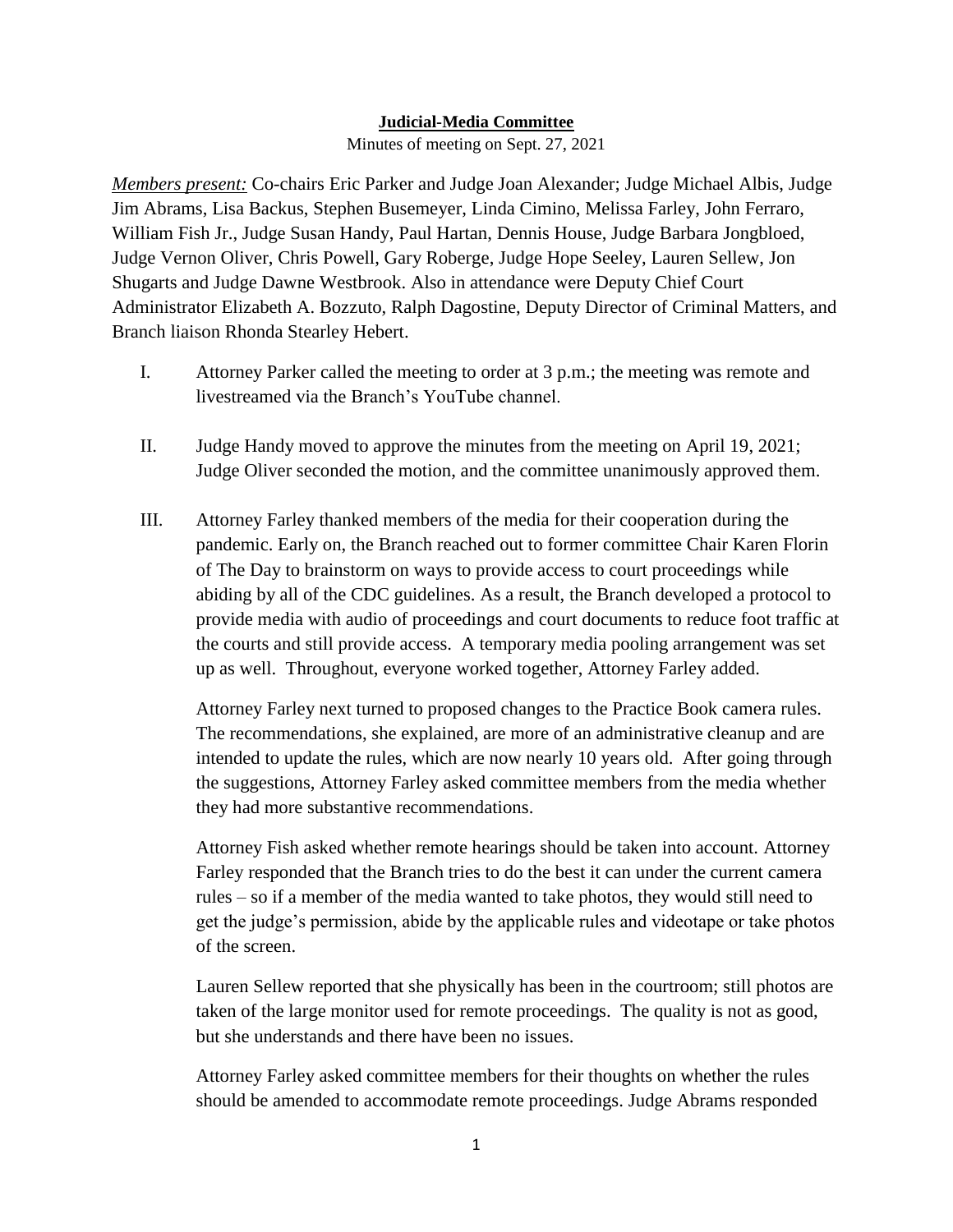**Judicial-Media Committee**

Minutes of meeting on Sept. 27, 2021

*Members present:* Co-chairs Eric Parker and Judge Joan Alexander; Judge Michael Albis, Judge Jim Abrams, Lisa Backus, Stephen Busemeyer, Linda Cimino, Melissa Farley, John Ferraro, William Fish Jr., Judge Susan Handy, Paul Hartan, Dennis House, Judge Barbara Jongbloed, Judge Vernon Oliver, Chris Powell, Gary Roberge, Judge Hope Seeley, Lauren Sellew, Jon Shugarts and Judge Dawne Westbrook. Also in attendance were Deputy Chief Court Administrator Elizabeth A. Bozzuto, Ralph Dagostine, Deputy Director of Criminal Matters, and Branch liaison Rhonda Stearley Hebert.

I. Attorney Parker called the meeting to order at 3 p.m.; the meeting was remote and livestreamed via the Branch's YouTube channel.

II. Judge Handy moved to approve the minutes from the meeting on April 19, 2021; Judge Oliver seconded the motion, and the committee unanimously approved them.

III. Attorney Farley thanked members of the media for their cooperation during the pandemic. Early on, the Branch reached out to former committee Chair Karen Florin of The Day to brainstorm on ways to provide access to court proceedings while abiding by all of the CDC guidelines. As a result, the Branch developed a protocol to provide media with audio of proceedings and court documents to reduce foot traffic at the courts and still provide access. A temporary media pooling arrangement was set up as well. Throughout, everyone worked together, Attorney Farley added.

Attorney Farley next turned to proposed changes to the Practice Book camera rules. The recommendations, she explained, are more of an administrative cleanup and are intended to update the rules, which are now nearly 10 years old. After going through the suggestions, Attorney Farley asked committee members from the media whether they had more substantive recommendations.

Attorney Fish asked whether remote hearings should be taken into account. Attorney Farley responded that the Branch tries to do the best it can under the current camera rules – so if a member of the media wanted to take photos, they would still need to get the judge's permission, abide by the applicable rules and videotape or take photos of the screen.

Lauren Sellew reported that she physically has been in the courtroom; still photos are taken of the large monitor used for remote proceedings. The quality is not as good, but she understands and there have been no issues.

Attorney Farley asked committee members for their thoughts on whether the rules should be amended to accommodate remote proceedings. Judge Abrams responded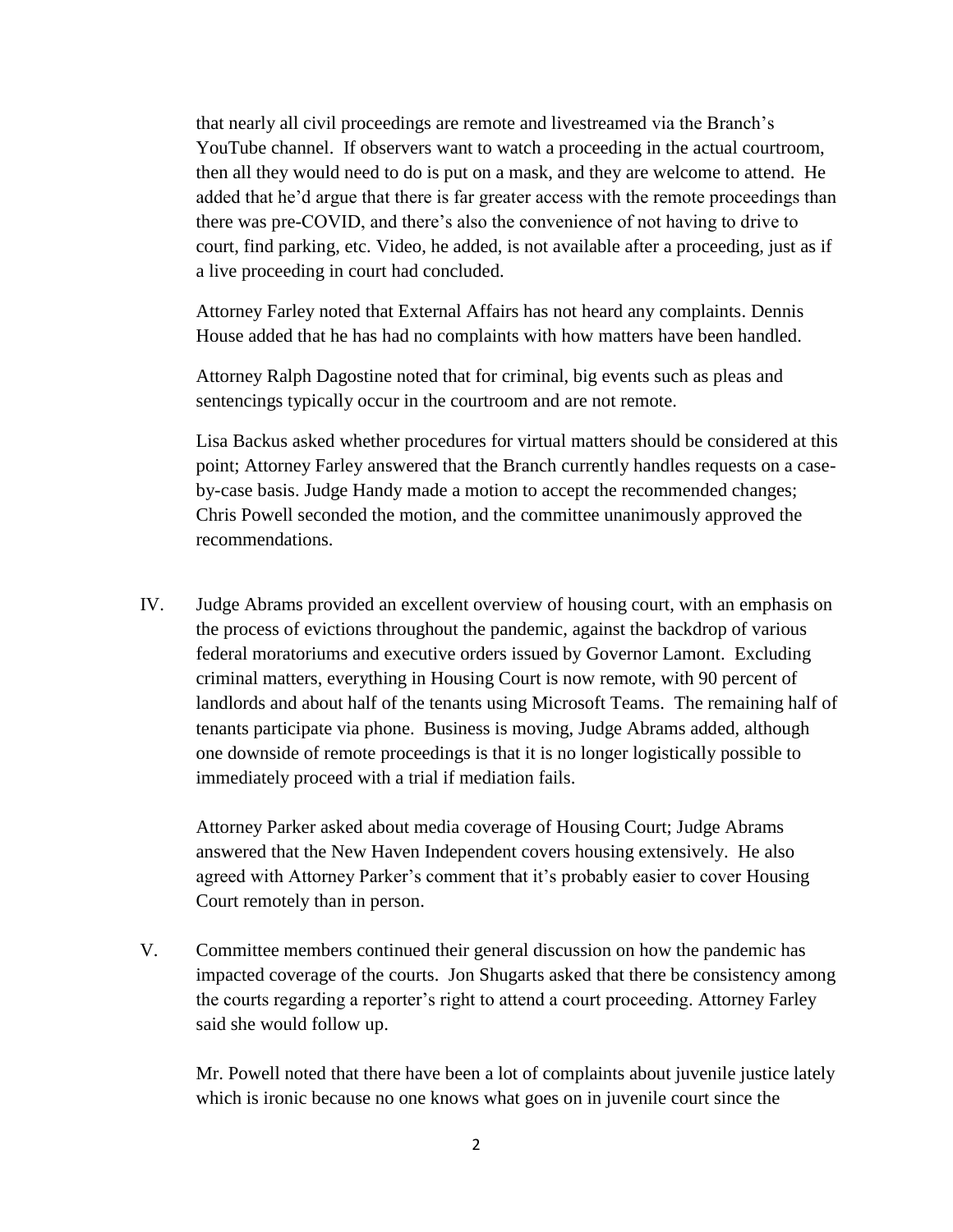that nearly all civil proceedings are remote and livestreamed via the Branch's YouTube channel. If observers want to watch a proceeding in the actual courtroom, then all they would need to do is put on a mask, and they are welcome to attend. He added that he'd argue that there is far greater access with the remote proceedings than there was pre-COVID, and there's also the convenience of not having to drive to court, find parking, etc. Video, he added, is not available after a proceeding, just as if a live proceeding in court had concluded.

Attorney Farley noted that External Affairs has not heard any complaints. Dennis House added that he has had no complaints with how matters have been handled.

Attorney Ralph Dagostine noted that for criminal, big events such as pleas and sentencings typically occur in the courtroom and are not remote.

Lisa Backus asked whether procedures for virtual matters should be considered at this point; Attorney Farley answered that the Branch currently handles requests on a case-by-case basis. Judge Handy made a motion to accept the recommended changes; Chris Powell seconded the motion, and the committee unanimously approved the recommendations.

IV. Judge Abrams provided an excellent overview of housing court, with an emphasis on the process of evictions throughout the pandemic, against the backdrop of various federal moratoriums and executive orders issued by Governor Lamont. Excluding criminal matters, everything in Housing Court is now remote, with 90 percent of landlords and about half of the tenants using Microsoft Teams. The remaining half of tenants participate via phone. Business is moving, Judge Abrams added, although one downside of remote proceedings is that it is no longer logistically possible to immediately proceed with a trial if mediation fails.

Attorney Parker asked about media coverage of Housing Court; Judge Abrams answered that the New Haven Independent covers housing extensively. He also agreed with Attorney Parker's comment that it's probably easier to cover Housing Court remotely than in person.

V. Committee members continued their general discussion on how the pandemic has impacted coverage of the courts. Jon Shugarts asked that there be consistency among the courts regarding a reporter's right to attend a court proceeding. Attorney Farley said she would follow up.

Mr. Powell noted that there have been a lot of complaints about juvenile justice lately which is ironic because no one knows what goes on in juvenile court since the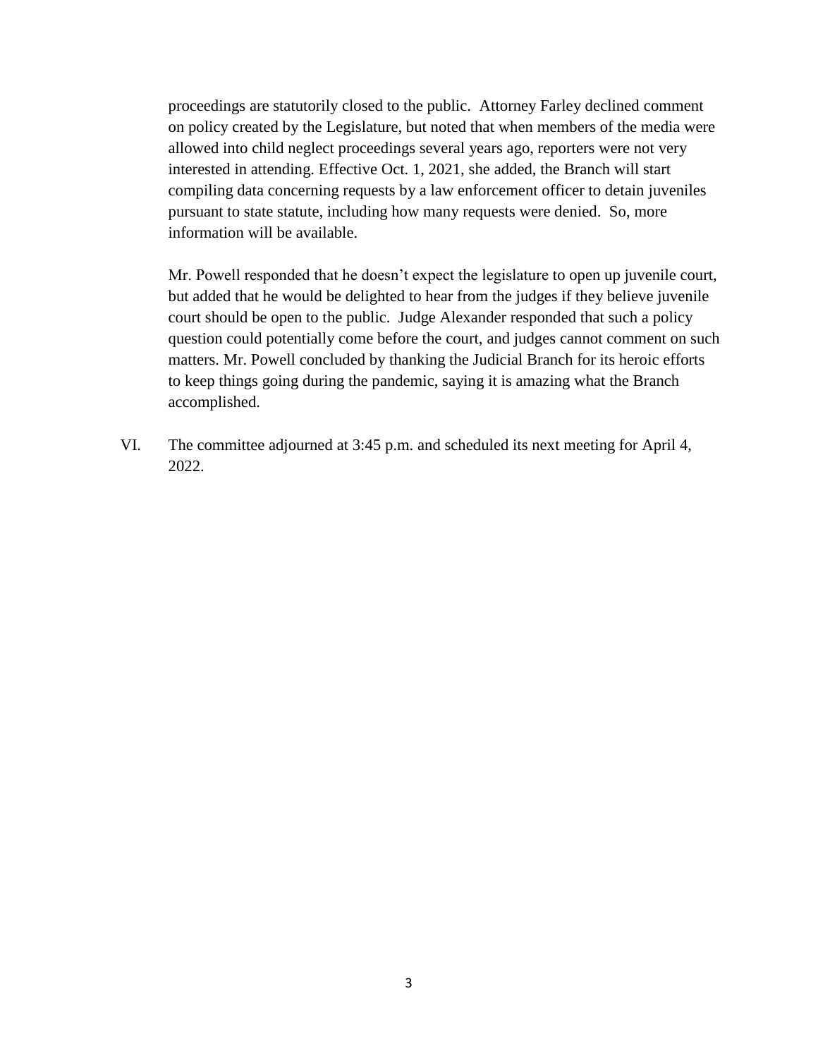proceedings are statutorily closed to the public. Attorney Farley declined comment on policy created by the Legislature, but noted that when members of the media were allowed into child neglect proceedings several years ago, reporters were not very interested in attending. Effective Oct. 1, 2021, she added, the Branch will start compiling data concerning requests by a law enforcement officer to detain juveniles pursuant to state statute, including how many requests were denied. So, more information will be available.

Mr. Powell responded that he doesn't expect the legislature to open up juvenile court, but added that he would be delighted to hear from the judges if they believe juvenile court should be open to the public. Judge Alexander responded that such a policy question could potentially come before the court, and judges cannot comment on such matters. Mr. Powell concluded by thanking the Judicial Branch for its heroic efforts to keep things going during the pandemic, saying it is amazing what the Branch accomplished.

VI. The committee adjourned at 3:45 p.m. and scheduled its next meeting for April 4, 2022.